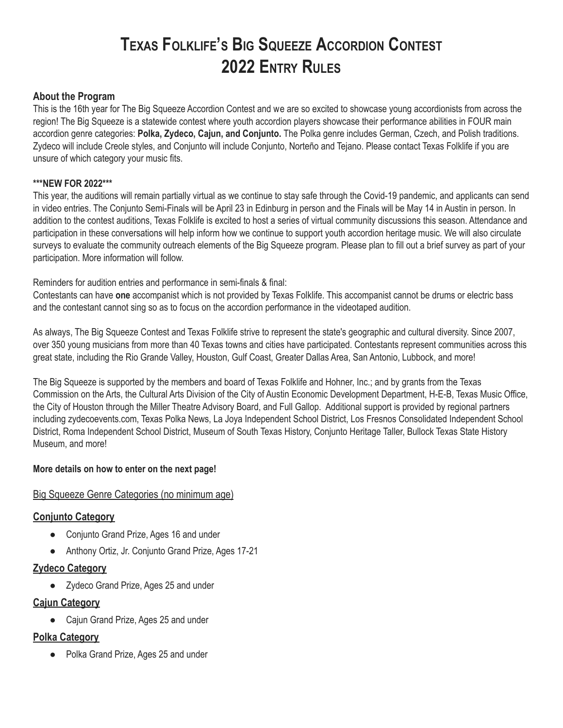# Texas Folklife's Big Squeeze Accordion Contest
# 2022 Entry Rules

### About the Program

This is the 16th year for The Big Squeeze Accordion Contest and we are so excited to showcase young accordionists from across the region! The Big Squeeze is a statewide contest where youth accordion players showcase their performance abilities in FOUR main accordion genre categories: **Polka, Zydeco, Cajun, and Conjunto.** The Polka genre includes German, Czech, and Polish traditions. Zydeco will include Creole styles, and Conjunto will include Conjunto, Norteño and Tejano. Please contact Texas Folklife if you are unsure of which category your music fits.

**\*\*\*NEW FOR 2022\*\*\***

This year, the auditions will remain partially virtual as we continue to stay safe through the Covid-19 pandemic, and applicants can send in video entries. The Conjunto Semi-Finals will be April 23 in Edinburg in person and the Finals will be May 14 in Austin in person. In addition to the contest auditions, Texas Folklife is excited to host a series of virtual community discussions this season. Attendance and participation in these conversations will help inform how we continue to support youth accordion heritage music. We will also circulate surveys to evaluate the community outreach elements of the Big Squeeze program. Please plan to fill out a brief survey as part of your participation. More information will follow.

Reminders for audition entries and performance in semi-finals & final:
Contestants can have **one** accompanist which is not provided by Texas Folklife. This accompanist cannot be drums or electric bass and the contestant cannot sing so as to focus on the accordion performance in the videotaped audition.

As always, The Big Squeeze Contest and Texas Folklife strive to represent the state's geographic and cultural diversity. Since 2007, over 350 young musicians from more than 40 Texas towns and cities have participated. Contestants represent communities across this great state, including the Rio Grande Valley, Houston, Gulf Coast, Greater Dallas Area, San Antonio, Lubbock, and more!

The Big Squeeze is supported by the members and board of Texas Folklife and Hohner, Inc.; and by grants from the Texas Commission on the Arts, the Cultural Arts Division of the City of Austin Economic Development Department, H-E-B, Texas Music Office, the City of Houston through the Miller Theatre Advisory Board, and Full Gallop. Additional support is provided by regional partners including zydecoevents.com, Texas Polka News, La Joya Independent School District, Los Fresnos Consolidated Independent School District, Roma Independent School District, Museum of South Texas History, Conjunto Heritage Taller, Bullock Texas State History Museum, and more!

**More details on how to enter on the next page!**

Big Squeeze Genre Categories (no minimum age)

### Conjunto Category

- Conjunto Grand Prize, Ages 16 and under
- Anthony Ortiz, Jr. Conjunto Grand Prize, Ages 17-21

### Zydeco Category

- Zydeco Grand Prize, Ages 25 and under

### Cajun Category

- Cajun Grand Prize, Ages 25 and under

### Polka Category

- Polka Grand Prize, Ages 25 and under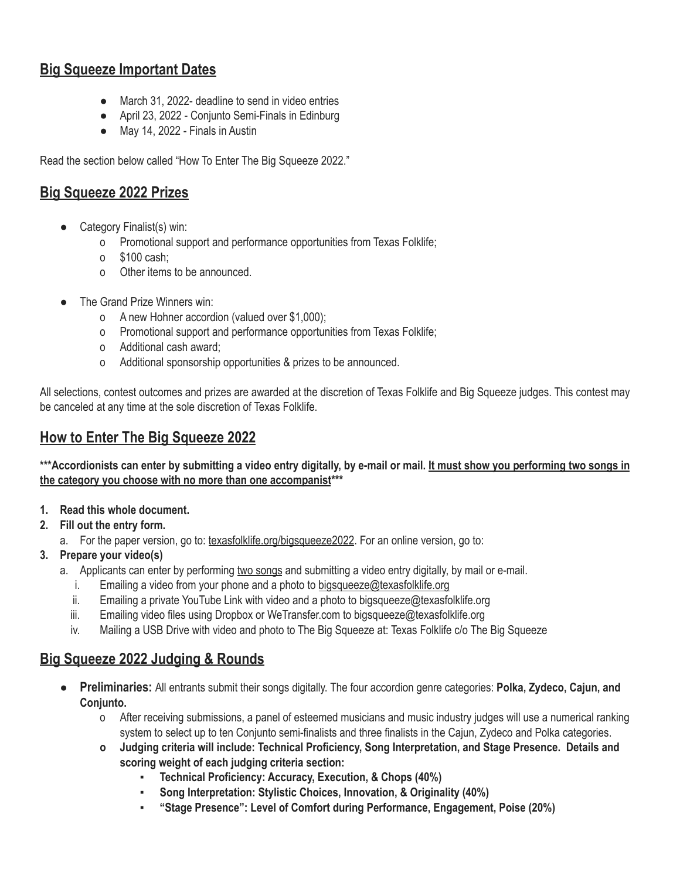## Big Squeeze Important Dates

- March 31, 2022- deadline to send in video entries
- April 23, 2022 - Conjunto Semi-Finals in Edinburg
- May 14, 2022 - Finals in Austin

Read the section below called "How To Enter The Big Squeeze 2022."

## Big Squeeze 2022 Prizes

- Category Finalist(s) win:
  - Promotional support and performance opportunities from Texas Folklife;
  - $100 cash;
  - Other items to be announced.

- The Grand Prize Winners win:
  - A new Hohner accordion (valued over $1,000);
  - Promotional support and performance opportunities from Texas Folklife;
  - Additional cash award;
  - Additional sponsorship opportunities & prizes to be announced.

All selections, contest outcomes and prizes are awarded at the discretion of Texas Folklife and Big Squeeze judges. This contest may be canceled at any time at the sole discretion of Texas Folklife.

## How to Enter The Big Squeeze 2022

**\*\*\*Accordionists can enter by submitting a video entry digitally, by e-mail or mail. It must show you performing two songs in the category you choose with no more than one accompanist\*\*\***

1. **Read this whole document.**
2. **Fill out the entry form.**
   a. For the paper version, go to: texasfolklife.org/bigsqueeze2022. For an online version, go to:
3. **Prepare your video(s)**
   a. Applicants can enter by performing two songs and submitting a video entry digitally, by mail or e-mail.
      i. Emailing a video from your phone and a photo to bigsqueeze@texasfolklife.org
      ii. Emailing a private YouTube Link with video and a photo to bigsqueeze@texasfolklife.org
      iii. Emailing video files using Dropbox or WeTransfer.com to bigsqueeze@texasfolklife.org
      iv. Mailing a USB Drive with video and photo to The Big Squeeze at: Texas Folklife c/o The Big Squeeze

## Big Squeeze 2022 Judging & Rounds

- **Preliminaries:** All entrants submit their songs digitally. The four accordion genre categories: **Polka, Zydeco, Cajun, and Conjunto.**
  - After receiving submissions, a panel of esteemed musicians and music industry judges will use a numerical ranking system to select up to ten Conjunto semi-finalists and three finalists in the Cajun, Zydeco and Polka categories.
  - **Judging criteria will include: Technical Proficiency, Song Interpretation, and Stage Presence. Details and scoring weight of each judging criteria section:**
    - **Technical Proficiency: Accuracy, Execution, & Chops (40%)**
    - **Song Interpretation: Stylistic Choices, Innovation, & Originality (40%)**
    - **"Stage Presence": Level of Comfort during Performance, Engagement, Poise (20%)**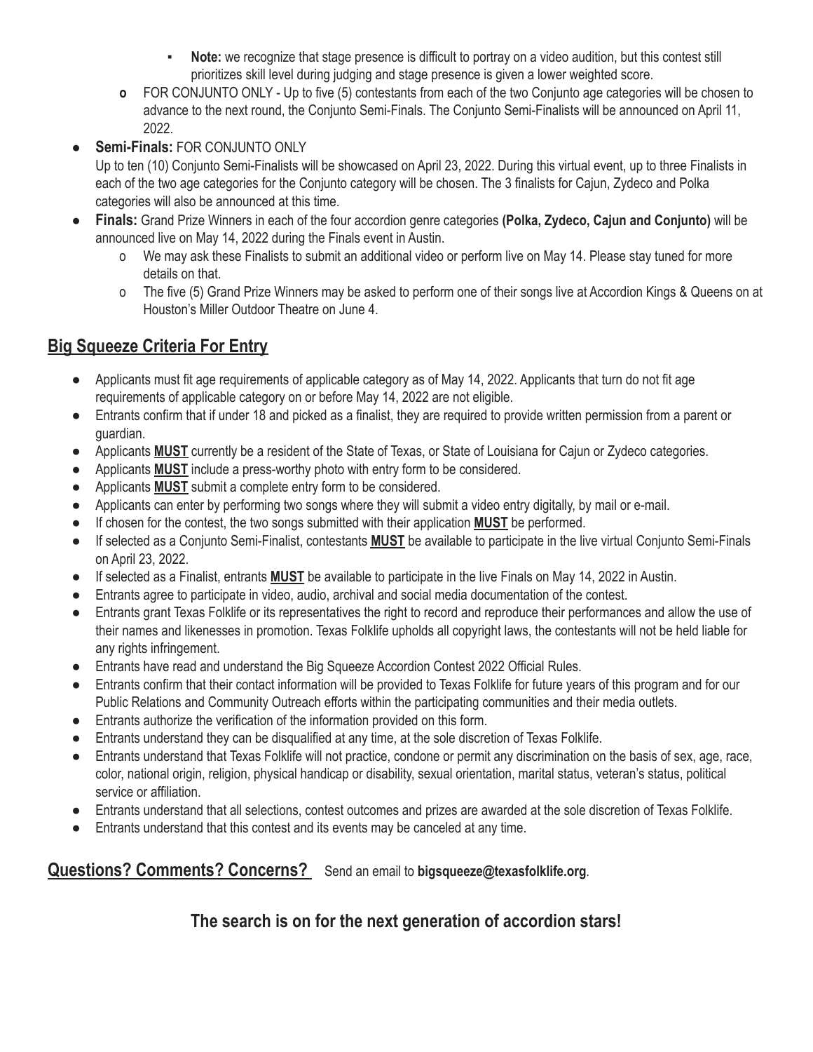- **Note:** we recognize that stage presence is difficult to portray on a video audition, but this contest still prioritizes skill level during judging and stage presence is given a lower weighted score.
  - FOR CONJUNTO ONLY - Up to five (5) contestants from each of the two Conjunto age categories will be chosen to advance to the next round, the Conjunto Semi-Finals. The Conjunto Semi-Finalists will be announced on April 11, 2022.
- **Semi-Finals:** FOR CONJUNTO ONLY
  Up to ten (10) Conjunto Semi-Finalists will be showcased on April 23, 2022. During this virtual event, up to three Finalists in each of the two age categories for the Conjunto category will be chosen. The 3 finalists for Cajun, Zydeco and Polka categories will also be announced at this time.
- **Finals:** Grand Prize Winners in each of the four accordion genre categories **(Polka, Zydeco, Cajun and Conjunto)** will be announced live on May 14, 2022 during the Finals event in Austin.
  - We may ask these Finalists to submit an additional video or perform live on May 14. Please stay tuned for more details on that.
  - The five (5) Grand Prize Winners may be asked to perform one of their songs live at Accordion Kings & Queens on at Houston's Miller Outdoor Theatre on June 4.

## Big Squeeze Criteria For Entry

- Applicants must fit age requirements of applicable category as of May 14, 2022. Applicants that turn do not fit age requirements of applicable category on or before May 14, 2022 are not eligible.
- Entrants confirm that if under 18 and picked as a finalist, they are required to provide written permission from a parent or guardian.
- Applicants **MUST** currently be a resident of the State of Texas, or State of Louisiana for Cajun or Zydeco categories.
- Applicants **MUST** include a press-worthy photo with entry form to be considered.
- Applicants **MUST** submit a complete entry form to be considered.
- Applicants can enter by performing two songs where they will submit a video entry digitally, by mail or e-mail.
- If chosen for the contest, the two songs submitted with their application **MUST** be performed.
- If selected as a Conjunto Semi-Finalist, contestants **MUST** be available to participate in the live virtual Conjunto Semi-Finals on April 23, 2022.
- If selected as a Finalist, entrants **MUST** be available to participate in the live Finals on May 14, 2022 in Austin.
- Entrants agree to participate in video, audio, archival and social media documentation of the contest.
- Entrants grant Texas Folklife or its representatives the right to record and reproduce their performances and allow the use of their names and likenesses in promotion. Texas Folklife upholds all copyright laws, the contestants will not be held liable for any rights infringement.
- Entrants have read and understand the Big Squeeze Accordion Contest 2022 Official Rules.
- Entrants confirm that their contact information will be provided to Texas Folklife for future years of this program and for our Public Relations and Community Outreach efforts within the participating communities and their media outlets.
- Entrants authorize the verification of the information provided on this form.
- Entrants understand they can be disqualified at any time, at the sole discretion of Texas Folklife.
- Entrants understand that Texas Folklife will not practice, condone or permit any discrimination on the basis of sex, age, race, color, national origin, religion, physical handicap or disability, sexual orientation, marital status, veteran's status, political service or affiliation.
- Entrants understand that all selections, contest outcomes and prizes are awarded at the sole discretion of Texas Folklife.
- Entrants understand that this contest and its events may be canceled at any time.

## Questions? Comments? Concerns?

Send an email to **bigsqueeze@texasfolklife.org**.

### The search is on for the next generation of accordion stars!